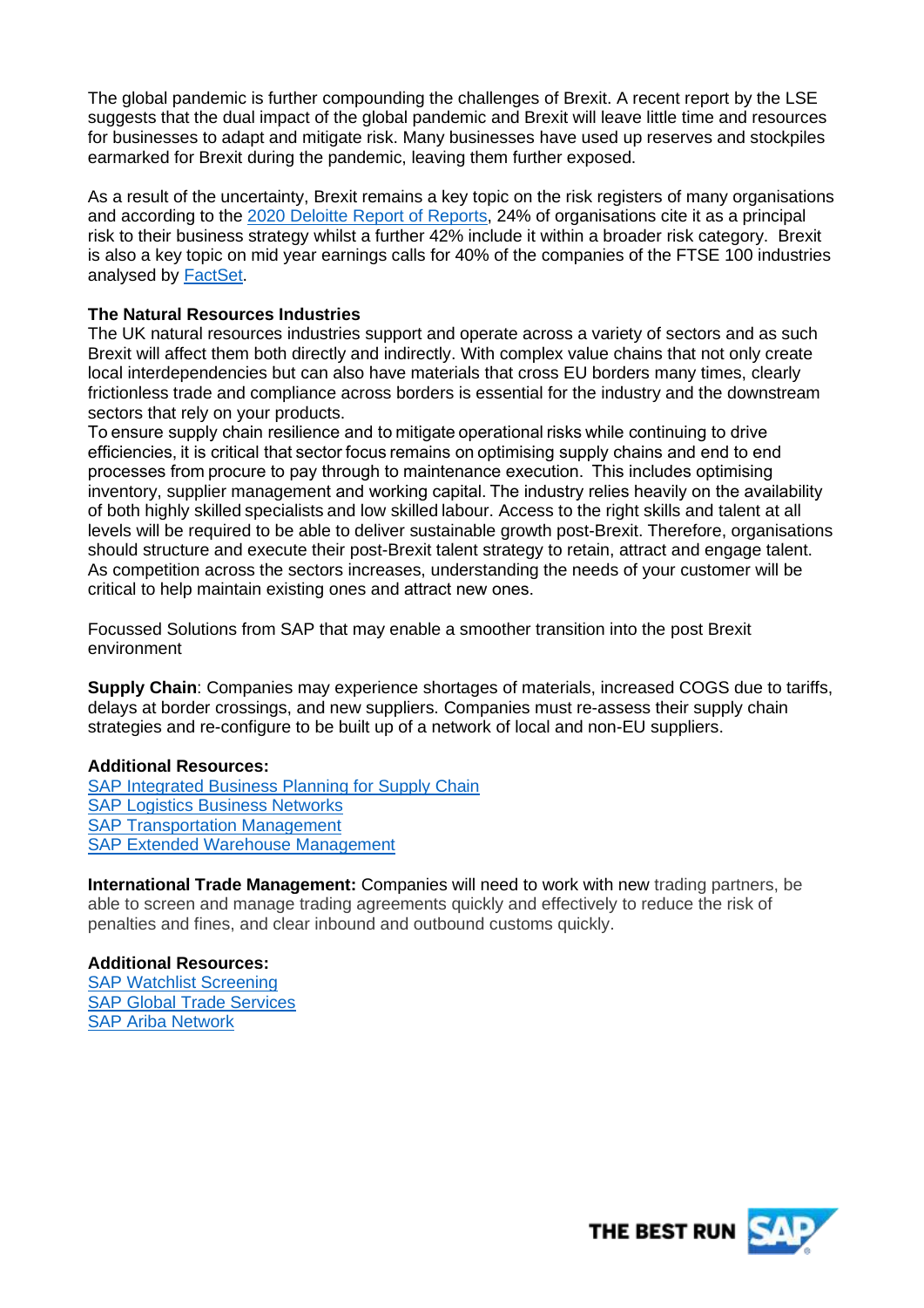The global pandemic is further compounding the challenges of Brexit. A recent report by the LSE suggests that the dual impact of the global pandemic and Brexit will leave little time and resources for businesses to adapt and mitigate risk. Many businesses have used up reserves and stockpiles earmarked for Brexit during the pandemic, leaving them further exposed.

As a result of the uncertainty, Brexit remains a key topic on the risk registers of many organisations and according to the 2020 Deloitte Report of Reports, 24% of organisations cite it as a principal risk to their business strategy whilst a further 42% include it within a broader risk category. Brexit is also a key topic on mid year earnings calls for 40% of the companies of the FTSE 100 industries analysed by FactSet.

**The Natural Resources Industries**

The UK natural resources industries support and operate across a variety of sectors and as such Brexit will affect them both directly and indirectly. With complex value chains that not only create local interdependencies but can also have materials that cross EU borders many times, clearly frictionless trade and compliance across borders is essential for the industry and the downstream sectors that rely on your products.

To ensure supply chain resilience and to mitigate operational risks while continuing to drive efficiencies, it is critical that sector focus remains on optimising supply chains and end to end processes from procure to pay through to maintenance execution. This includes optimising inventory, supplier management and working capital. The industry relies heavily on the availability of both highly skilled specialists and low skilled labour. Access to the right skills and talent at all levels will be required to be able to deliver sustainable growth post-Brexit. Therefore, organisations should structure and execute their post-Brexit talent strategy to retain, attract and engage talent. As competition across the sectors increases, understanding the needs of your customer will be critical to help maintain existing ones and attract new ones.

Focussed Solutions from SAP that may enable a smoother transition into the post Brexit environment

**Supply Chain**: Companies may experience shortages of materials, increased COGS due to tariffs, delays at border crossings, and new suppliers. Companies must re-assess their supply chain strategies and re-configure to be built up of a network of local and non-EU suppliers.

**Additional Resources:**

SAP Integrated Business Planning for Supply Chain
SAP Logistics Business Networks
SAP Transportation Management
SAP Extended Warehouse Management

**International Trade Management:** Companies will need to work with new trading partners, be able to screen and manage trading agreements quickly and effectively to reduce the risk of penalties and fines, and clear inbound and outbound customs quickly.

**Additional Resources:**

SAP Watchlist Screening
SAP Global Trade Services
SAP Ariba Network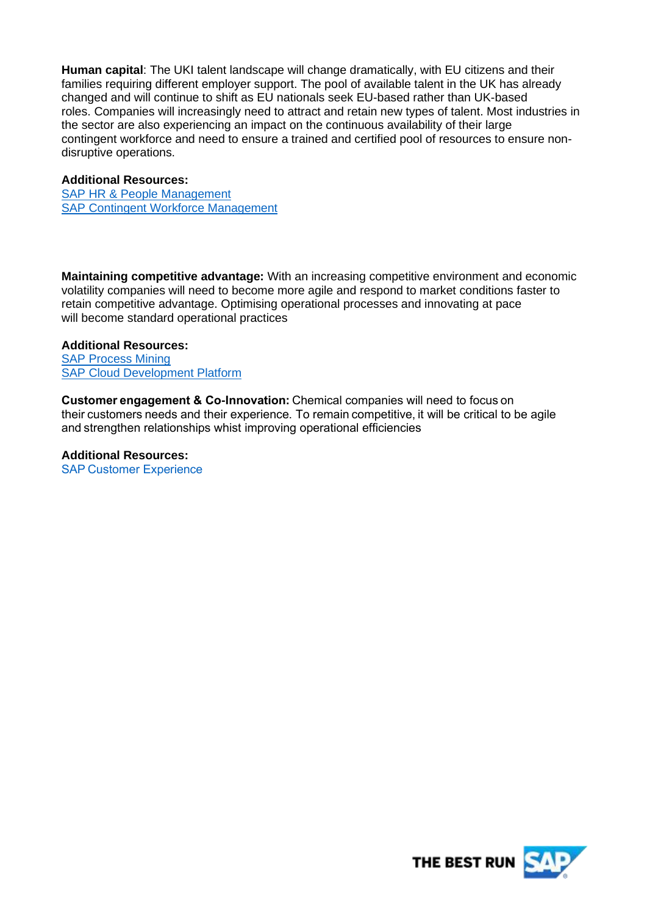**Human capital**: The UKI talent landscape will change dramatically, with EU citizens and their families requiring different employer support. The pool of available talent in the UK has already changed and will continue to shift as EU nationals seek EU-based rather than UK-based roles. Companies will increasingly need to attract and retain new types of talent. Most industries in the sector are also experiencing an impact on the continuous availability of their large contingent workforce and need to ensure a trained and certified pool of resources to ensure non-disruptive operations.

**Additional Resources:**
SAP HR & People Management
SAP Contingent Workforce Management

**Maintaining competitive advantage:** With an increasing competitive environment and economic volatility companies will need to become more agile and respond to market conditions faster to retain competitive advantage. Optimising operational processes and innovating at pace will become standard operational practices

**Additional Resources:**
SAP Process Mining
SAP Cloud Development Platform

**Customer engagement & Co-Innovation:** Chemical companies will need to focus on their customers needs and their experience. To remain competitive, it will be critical to be agile and strengthen relationships whist improving operational efficiencies

**Additional Resources:**
SAP Customer Experience

THE BEST RUN SAP